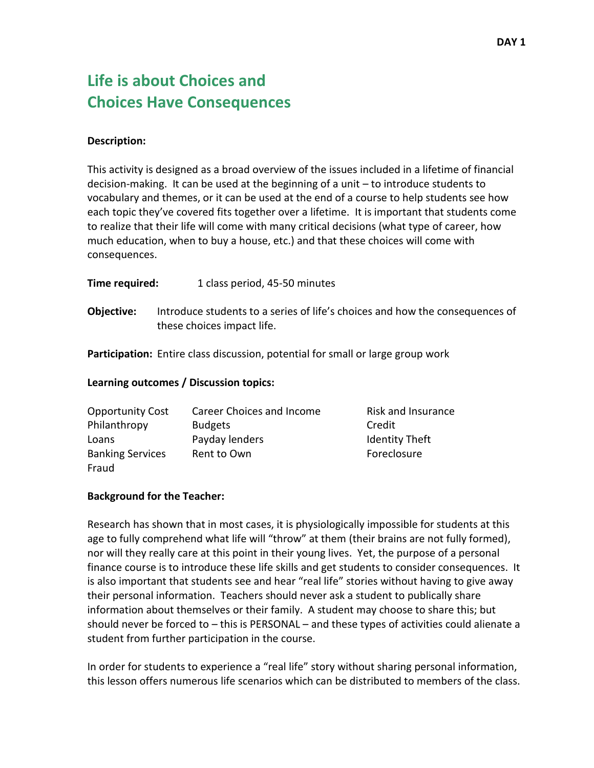DAY 1

# Life is about Choices and Choices Have Consequences

**Description:**

This activity is designed as a broad overview of the issues included in a lifetime of financial decision-making. It can be used at the beginning of a unit – to introduce students to vocabulary and themes, or it can be used at the end of a course to help students see how each topic they've covered fits together over a lifetime. It is important that students come to realize that their life will come with many critical decisions (what type of career, how much education, when to buy a house, etc.) and that these choices will come with consequences.

**Time required:** 1 class period, 45-50 minutes

**Objective:** Introduce students to a series of life's choices and how the consequences of these choices impact life.

**Participation:** Entire class discussion, potential for small or large group work

**Learning outcomes / Discussion topics:**

| | | |
|---|---|---|
| Opportunity Cost | Career Choices and Income | Risk and Insurance |
| Philanthropy | Budgets | Credit |
| Loans | Payday lenders | Identity Theft |
| Banking Services | Rent to Own | Foreclosure |
| Fraud | | |

**Background for the Teacher:**

Research has shown that in most cases, it is physiologically impossible for students at this age to fully comprehend what life will "throw" at them (their brains are not fully formed), nor will they really care at this point in their young lives. Yet, the purpose of a personal finance course is to introduce these life skills and get students to consider consequences. It is also important that students see and hear "real life" stories without having to give away their personal information. Teachers should never ask a student to publically share information about themselves or their family. A student may choose to share this; but should never be forced to – this is PERSONAL – and these types of activities could alienate a student from further participation in the course.

In order for students to experience a "real life" story without sharing personal information, this lesson offers numerous life scenarios which can be distributed to members of the class.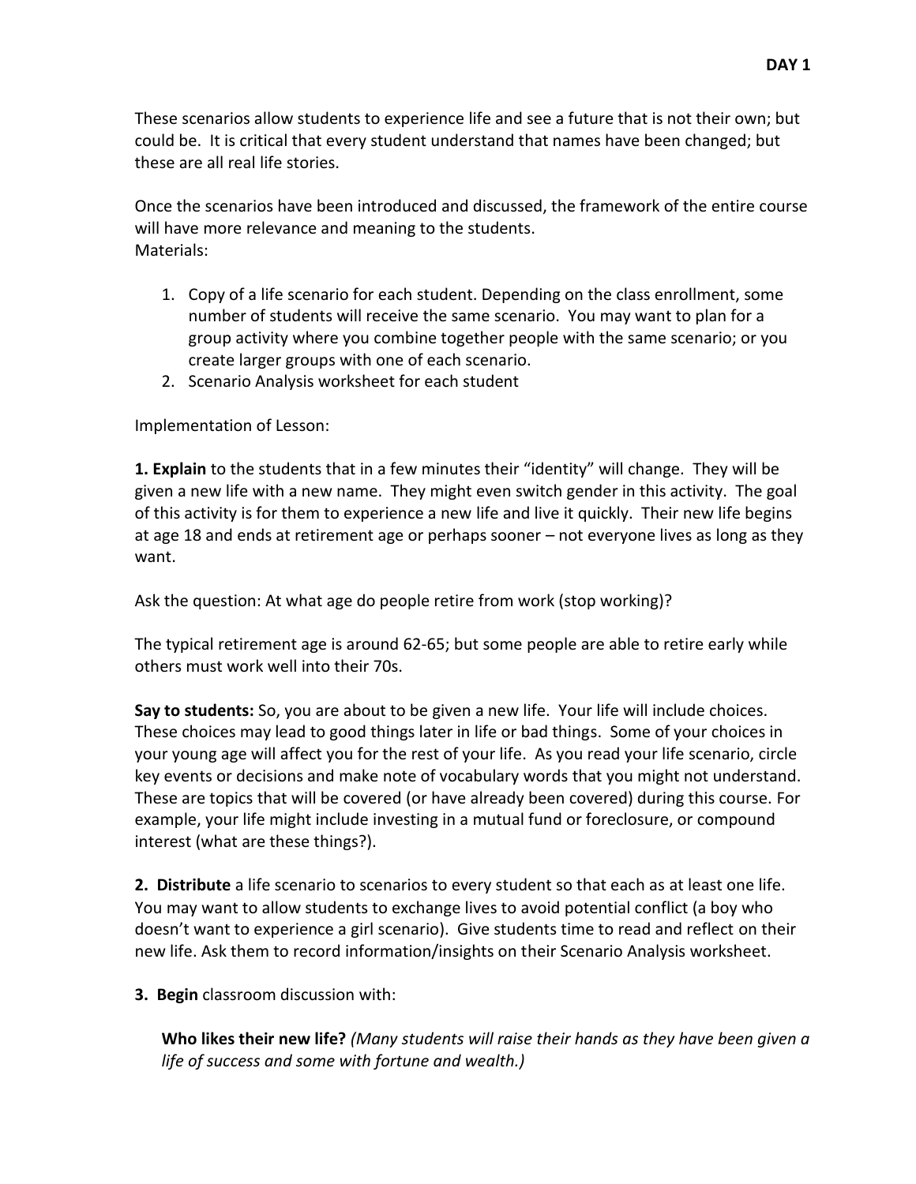**DAY 1**

These scenarios allow students to experience life and see a future that is not their own; but could be. It is critical that every student understand that names have been changed; but these are all real life stories.

Once the scenarios have been introduced and discussed, the framework of the entire course will have more relevance and meaning to the students.

Materials:

1. Copy of a life scenario for each student. Depending on the class enrollment, some number of students will receive the same scenario. You may want to plan for a group activity where you combine together people with the same scenario; or you create larger groups with one of each scenario.
2. Scenario Analysis worksheet for each student

Implementation of Lesson:

**1. Explain** to the students that in a few minutes their "identity" will change. They will be given a new life with a new name. They might even switch gender in this activity. The goal of this activity is for them to experience a new life and live it quickly. Their new life begins at age 18 and ends at retirement age or perhaps sooner – not everyone lives as long as they want.

Ask the question: At what age do people retire from work (stop working)?

The typical retirement age is around 62-65; but some people are able to retire early while others must work well into their 70s.

**Say to students:** So, you are about to be given a new life. Your life will include choices. These choices may lead to good things later in life or bad things. Some of your choices in your young age will affect you for the rest of your life. As you read your life scenario, circle key events or decisions and make note of vocabulary words that you might not understand. These are topics that will be covered (or have already been covered) during this course. For example, your life might include investing in a mutual fund or foreclosure, or compound interest (what are these things?).

**2. Distribute** a life scenario to scenarios to every student so that each as at least one life. You may want to allow students to exchange lives to avoid potential conflict (a boy who doesn't want to experience a girl scenario). Give students time to read and reflect on their new life. Ask them to record information/insights on their Scenario Analysis worksheet.

**3. Begin** classroom discussion with:

**Who likes their new life?** *(Many students will raise their hands as they have been given a life of success and some with fortune and wealth.)*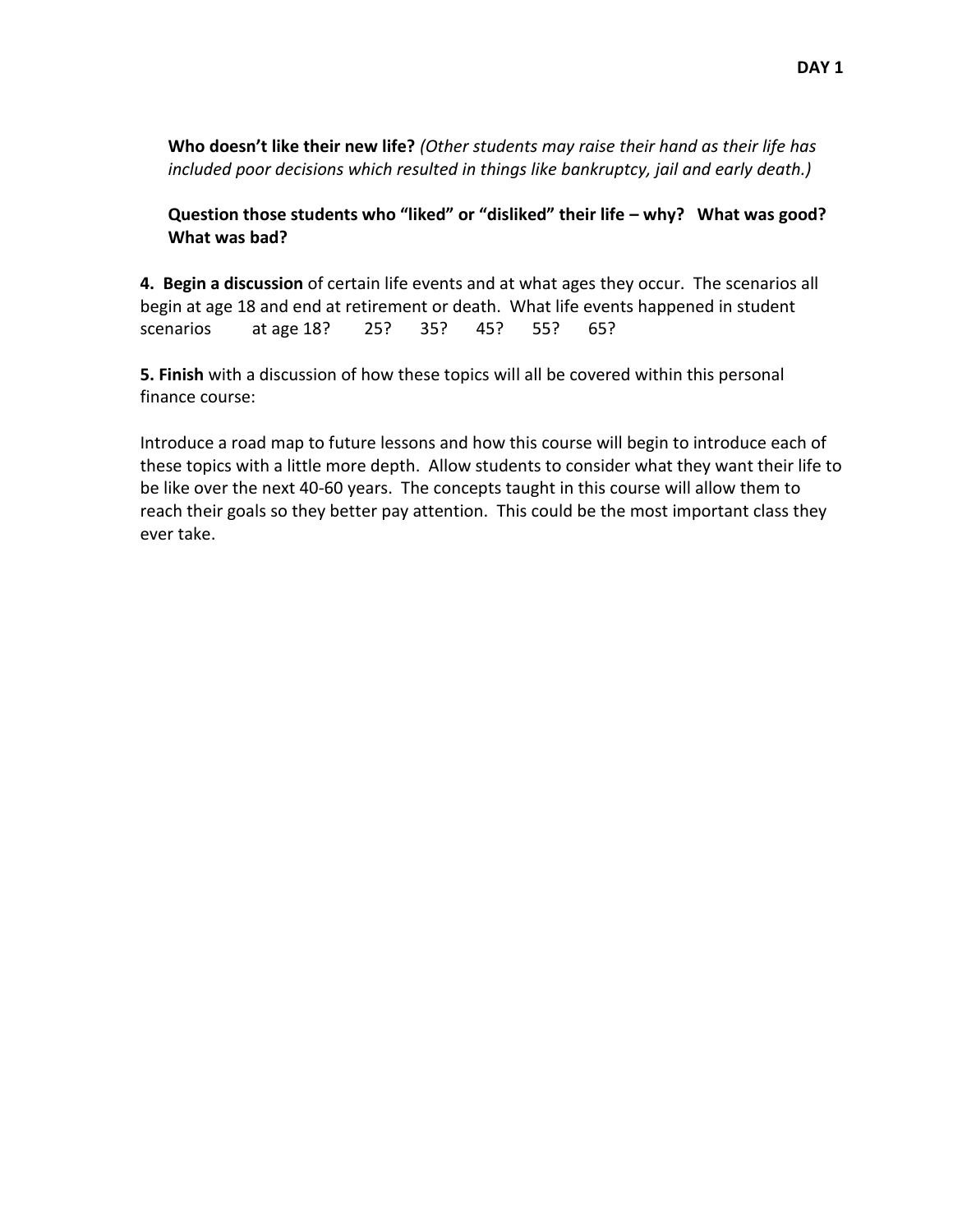**Who doesn't like their new life?** *(Other students may raise their hand as their life has included poor decisions which resulted in things like bankruptcy, jail and early death.)*

**Question those students who "liked" or "disliked" their life – why? What was good? What was bad?**

**4. Begin a discussion** of certain life events and at what ages they occur. The scenarios all begin at age 18 and end at retirement or death. What life events happened in student scenarios at age 18? 25? 35? 45? 55? 65?

**5. Finish** with a discussion of how these topics will all be covered within this personal finance course:

Introduce a road map to future lessons and how this course will begin to introduce each of these topics with a little more depth. Allow students to consider what they want their life to be like over the next 40-60 years. The concepts taught in this course will allow them to reach their goals so they better pay attention. This could be the most important class they ever take.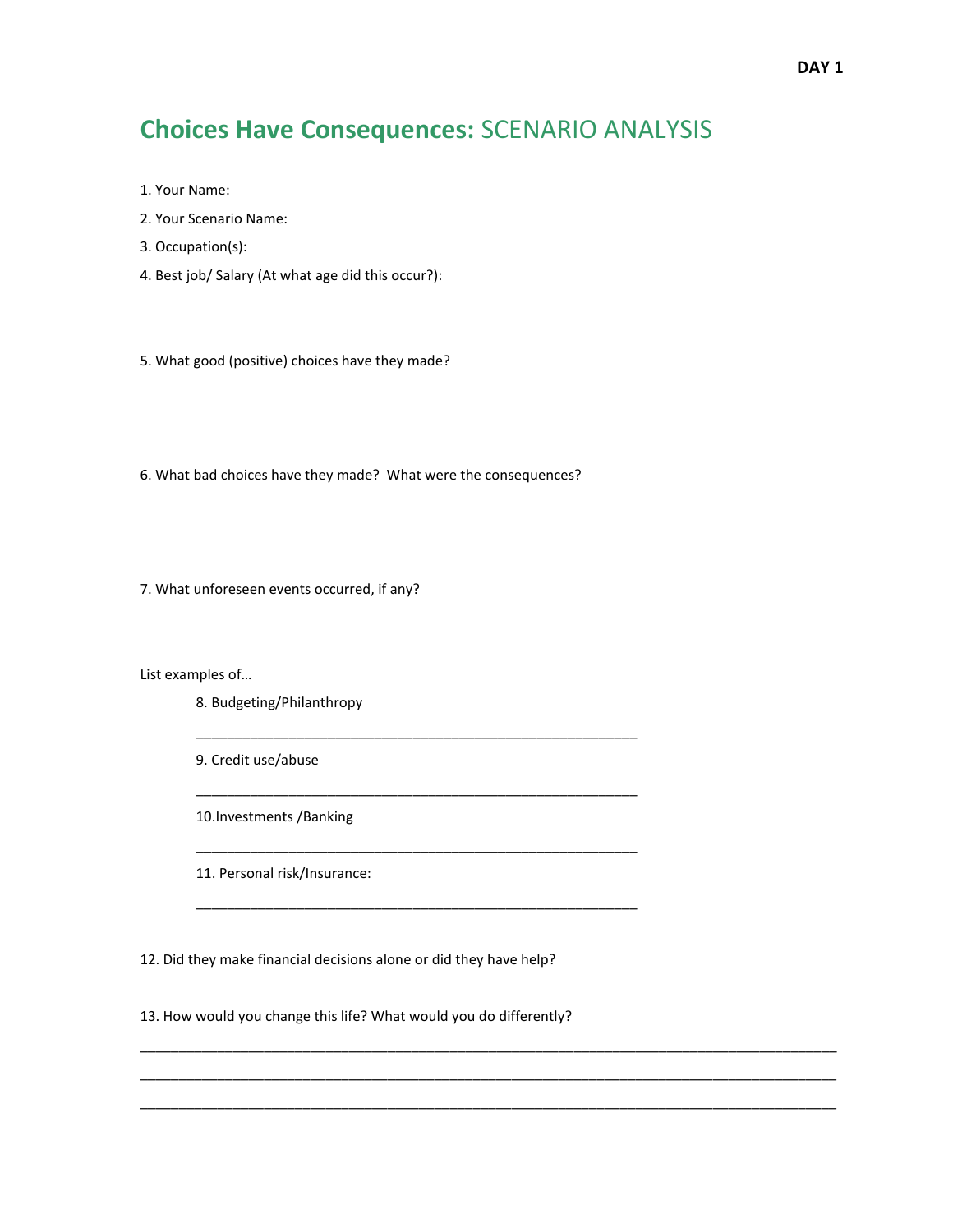**DAY 1**

# **Choices Have Consequences:** SCENARIO ANALYSIS

1. Your Name:
2. Your Scenario Name:
3. Occupation(s):
4. Best job/ Salary (At what age did this occur?):

5. What good (positive) choices have they made?

6. What bad choices have they made?  What were the consequences?

7. What unforeseen events occurred, if any?

List examples of…

8. Budgeting/Philanthropy

    _________________________________________________________

9. Credit use/abuse

    _________________________________________________________

10.Investments /Banking

    _________________________________________________________

11. Personal risk/Insurance:

    _________________________________________________________

12. Did they make financial decisions alone or did they have help?

13. How would you change this life? What would you do differently?

_____________________________________________________________________________________________

_____________________________________________________________________________________________

_____________________________________________________________________________________________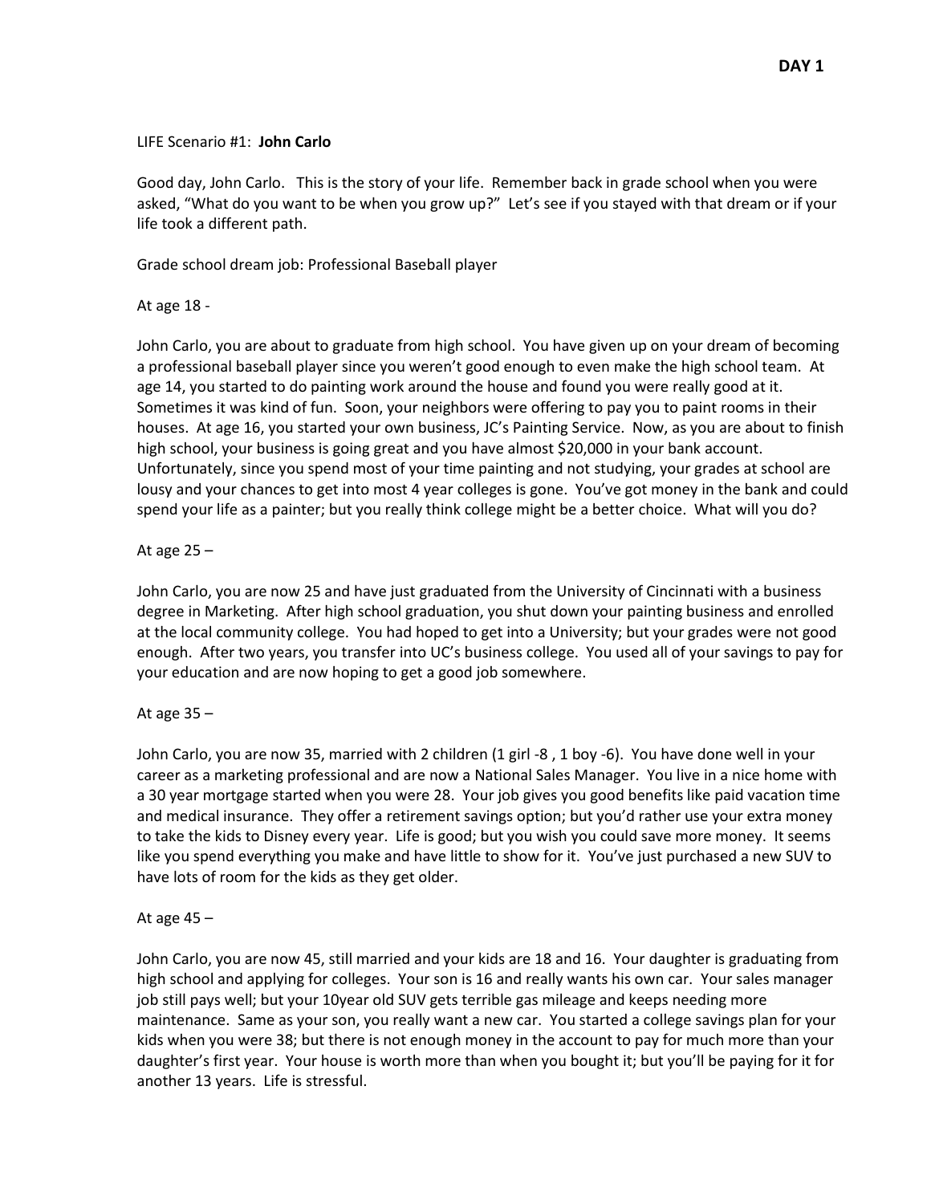**DAY 1**

LIFE Scenario #1: **John Carlo**

Good day, John Carlo. This is the story of your life. Remember back in grade school when you were asked, "What do you want to be when you grow up?" Let's see if you stayed with that dream or if your life took a different path.

Grade school dream job: Professional Baseball player

At age 18 -

John Carlo, you are about to graduate from high school. You have given up on your dream of becoming a professional baseball player since you weren't good enough to even make the high school team. At age 14, you started to do painting work around the house and found you were really good at it. Sometimes it was kind of fun. Soon, your neighbors were offering to pay you to paint rooms in their houses. At age 16, you started your own business, JC's Painting Service. Now, as you are about to finish high school, your business is going great and you have almost $20,000 in your bank account. Unfortunately, since you spend most of your time painting and not studying, your grades at school are lousy and your chances to get into most 4 year colleges is gone. You've got money in the bank and could spend your life as a painter; but you really think college might be a better choice. What will you do?

At age 25 –

John Carlo, you are now 25 and have just graduated from the University of Cincinnati with a business degree in Marketing. After high school graduation, you shut down your painting business and enrolled at the local community college. You had hoped to get into a University; but your grades were not good enough. After two years, you transfer into UC's business college. You used all of your savings to pay for your education and are now hoping to get a good job somewhere.

At age 35 –

John Carlo, you are now 35, married with 2 children (1 girl -8 , 1 boy -6). You have done well in your career as a marketing professional and are now a National Sales Manager. You live in a nice home with a 30 year mortgage started when you were 28. Your job gives you good benefits like paid vacation time and medical insurance. They offer a retirement savings option; but you'd rather use your extra money to take the kids to Disney every year. Life is good; but you wish you could save more money. It seems like you spend everything you make and have little to show for it. You've just purchased a new SUV to have lots of room for the kids as they get older.

At age 45 –

John Carlo, you are now 45, still married and your kids are 18 and 16. Your daughter is graduating from high school and applying for colleges. Your son is 16 and really wants his own car. Your sales manager job still pays well; but your 10year old SUV gets terrible gas mileage and keeps needing more maintenance. Same as your son, you really want a new car. You started a college savings plan for your kids when you were 38; but there is not enough money in the account to pay for much more than your daughter's first year. Your house is worth more than when you bought it; but you'll be paying for it for another 13 years. Life is stressful.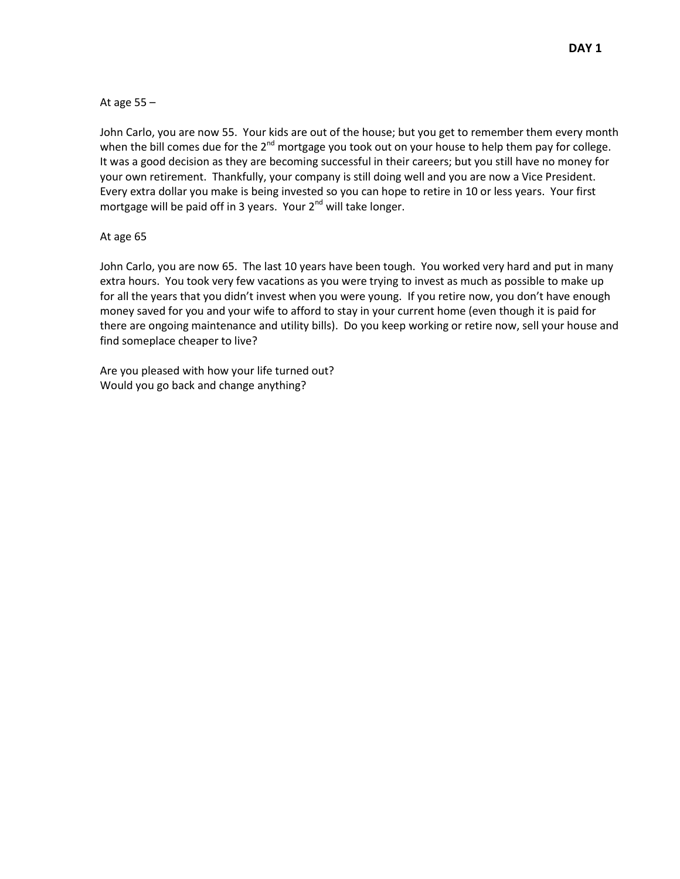**DAY 1**

At age 55 –

John Carlo, you are now 55. Your kids are out of the house; but you get to remember them every month when the bill comes due for the 2nd mortgage you took out on your house to help them pay for college. It was a good decision as they are becoming successful in their careers; but you still have no money for your own retirement. Thankfully, your company is still doing well and you are now a Vice President. Every extra dollar you make is being invested so you can hope to retire in 10 or less years. Your first mortgage will be paid off in 3 years. Your 2nd will take longer.

At age 65

John Carlo, you are now 65. The last 10 years have been tough. You worked very hard and put in many extra hours. You took very few vacations as you were trying to invest as much as possible to make up for all the years that you didn't invest when you were young. If you retire now, you don't have enough money saved for you and your wife to afford to stay in your current home (even though it is paid for there are ongoing maintenance and utility bills). Do you keep working or retire now, sell your house and find someplace cheaper to live?

Are you pleased with how your life turned out?
Would you go back and change anything?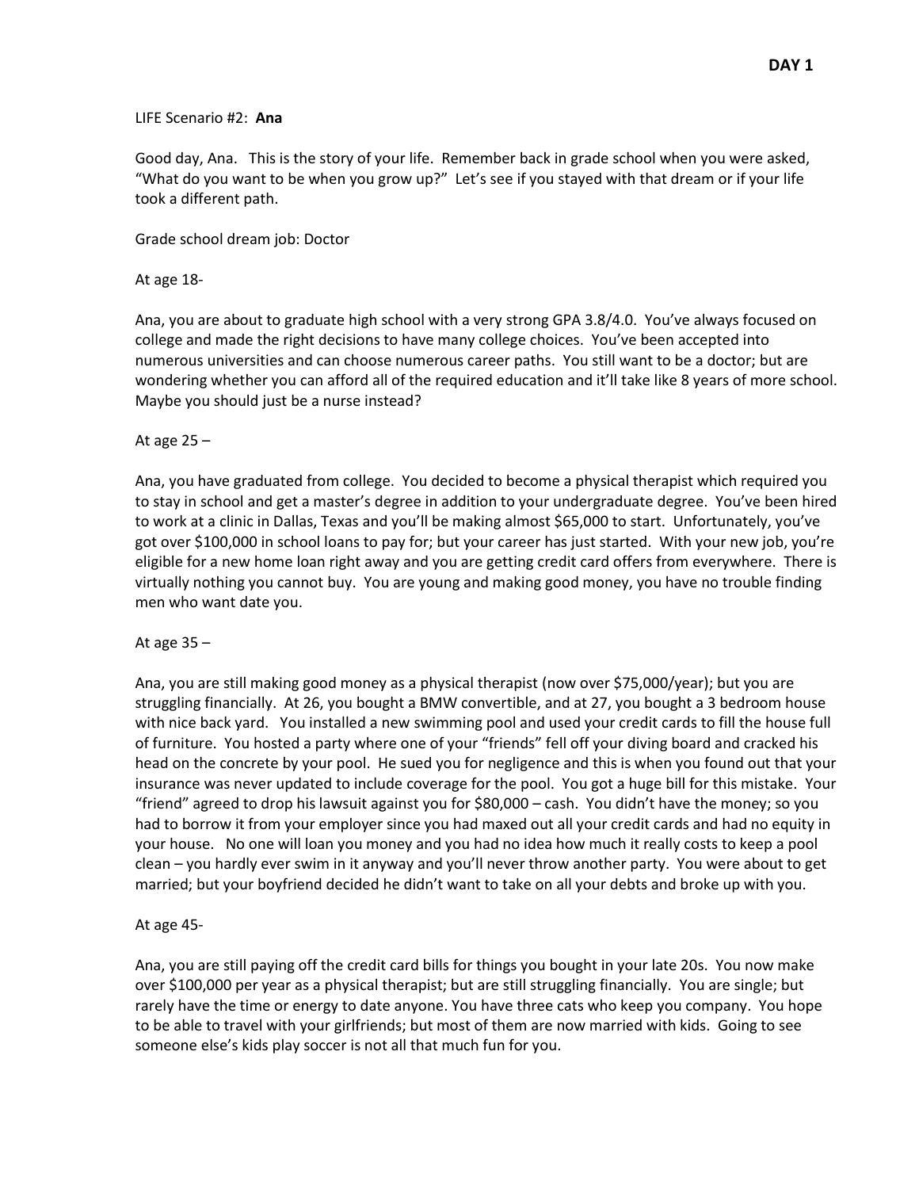**DAY 1**

LIFE Scenario #2: **Ana**

Good day, Ana. This is the story of your life. Remember back in grade school when you were asked, "What do you want to be when you grow up?" Let's see if you stayed with that dream or if your life took a different path.

Grade school dream job: Doctor

At age 18-

Ana, you are about to graduate high school with a very strong GPA 3.8/4.0. You've always focused on college and made the right decisions to have many college choices. You've been accepted into numerous universities and can choose numerous career paths. You still want to be a doctor; but are wondering whether you can afford all of the required education and it'll take like 8 years of more school. Maybe you should just be a nurse instead?

At age 25 –

Ana, you have graduated from college. You decided to become a physical therapist which required you to stay in school and get a master's degree in addition to your undergraduate degree. You've been hired to work at a clinic in Dallas, Texas and you'll be making almost $65,000 to start. Unfortunately, you've got over $100,000 in school loans to pay for; but your career has just started. With your new job, you're eligible for a new home loan right away and you are getting credit card offers from everywhere. There is virtually nothing you cannot buy. You are young and making good money, you have no trouble finding men who want date you.

At age 35 –

Ana, you are still making good money as a physical therapist (now over $75,000/year); but you are struggling financially. At 26, you bought a BMW convertible, and at 27, you bought a 3 bedroom house with nice back yard. You installed a new swimming pool and used your credit cards to fill the house full of furniture. You hosted a party where one of your "friends" fell off your diving board and cracked his head on the concrete by your pool. He sued you for negligence and this is when you found out that your insurance was never updated to include coverage for the pool. You got a huge bill for this mistake. Your "friend" agreed to drop his lawsuit against you for $80,000 – cash. You didn't have the money; so you had to borrow it from your employer since you had maxed out all your credit cards and had no equity in your house. No one will loan you money and you had no idea how much it really costs to keep a pool clean – you hardly ever swim in it anyway and you'll never throw another party. You were about to get married; but your boyfriend decided he didn't want to take on all your debts and broke up with you.

At age 45-

Ana, you are still paying off the credit card bills for things you bought in your late 20s. You now make over $100,000 per year as a physical therapist; but are still struggling financially. You are single; but rarely have the time or energy to date anyone. You have three cats who keep you company. You hope to be able to travel with your girlfriends; but most of them are now married with kids. Going to see someone else's kids play soccer is not all that much fun for you.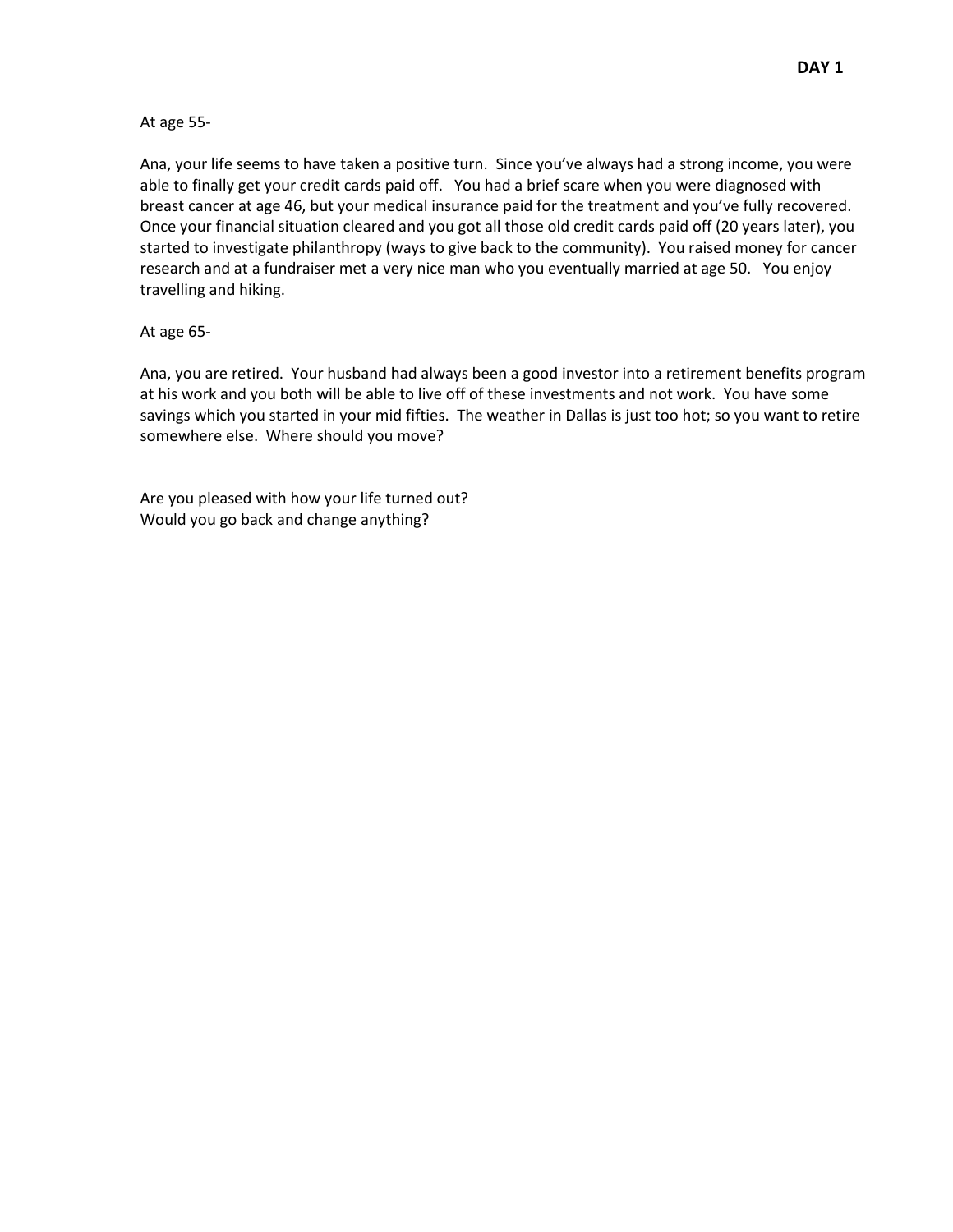**DAY 1**

At age 55-

Ana, your life seems to have taken a positive turn. Since you've always had a strong income, you were able to finally get your credit cards paid off. You had a brief scare when you were diagnosed with breast cancer at age 46, but your medical insurance paid for the treatment and you've fully recovered. Once your financial situation cleared and you got all those old credit cards paid off (20 years later), you started to investigate philanthropy (ways to give back to the community). You raised money for cancer research and at a fundraiser met a very nice man who you eventually married at age 50. You enjoy travelling and hiking.

At age 65-

Ana, you are retired. Your husband had always been a good investor into a retirement benefits program at his work and you both will be able to live off of these investments and not work. You have some savings which you started in your mid fifties. The weather in Dallas is just too hot; so you want to retire somewhere else. Where should you move?

Are you pleased with how your life turned out?
Would you go back and change anything?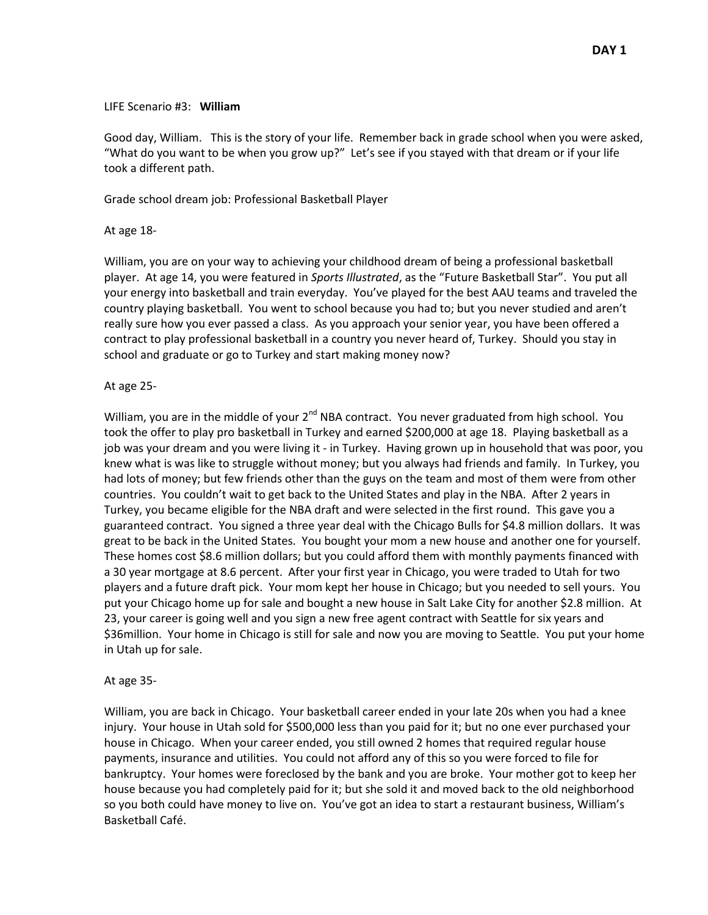**DAY 1**

LIFE Scenario #3: **William**

Good day, William. This is the story of your life. Remember back in grade school when you were asked, "What do you want to be when you grow up?" Let's see if you stayed with that dream or if your life took a different path.

Grade school dream job: Professional Basketball Player

At age 18-

William, you are on your way to achieving your childhood dream of being a professional basketball player. At age 14, you were featured in *Sports Illustrated*, as the "Future Basketball Star". You put all your energy into basketball and train everyday. You've played for the best AAU teams and traveled the country playing basketball. You went to school because you had to; but you never studied and aren't really sure how you ever passed a class. As you approach your senior year, you have been offered a contract to play professional basketball in a country you never heard of, Turkey. Should you stay in school and graduate or go to Turkey and start making money now?

At age 25-

William, you are in the middle of your 2nd NBA contract. You never graduated from high school. You took the offer to play pro basketball in Turkey and earned $200,000 at age 18. Playing basketball as a job was your dream and you were living it - in Turkey. Having grown up in household that was poor, you knew what is was like to struggle without money; but you always had friends and family. In Turkey, you had lots of money; but few friends other than the guys on the team and most of them were from other countries. You couldn't wait to get back to the United States and play in the NBA. After 2 years in Turkey, you became eligible for the NBA draft and were selected in the first round. This gave you a guaranteed contract. You signed a three year deal with the Chicago Bulls for $4.8 million dollars. It was great to be back in the United States. You bought your mom a new house and another one for yourself. These homes cost $8.6 million dollars; but you could afford them with monthly payments financed with a 30 year mortgage at 8.6 percent. After your first year in Chicago, you were traded to Utah for two players and a future draft pick. Your mom kept her house in Chicago; but you needed to sell yours. You put your Chicago home up for sale and bought a new house in Salt Lake City for another $2.8 million. At 23, your career is going well and you sign a new free agent contract with Seattle for six years and $36million. Your home in Chicago is still for sale and now you are moving to Seattle. You put your home in Utah up for sale.

At age 35-

William, you are back in Chicago. Your basketball career ended in your late 20s when you had a knee injury. Your house in Utah sold for $500,000 less than you paid for it; but no one ever purchased your house in Chicago. When your career ended, you still owned 2 homes that required regular house payments, insurance and utilities. You could not afford any of this so you were forced to file for bankruptcy. Your homes were foreclosed by the bank and you are broke. Your mother got to keep her house because you had completely paid for it; but she sold it and moved back to the old neighborhood so you both could have money to live on. You've got an idea to start a restaurant business, William's Basketball Café.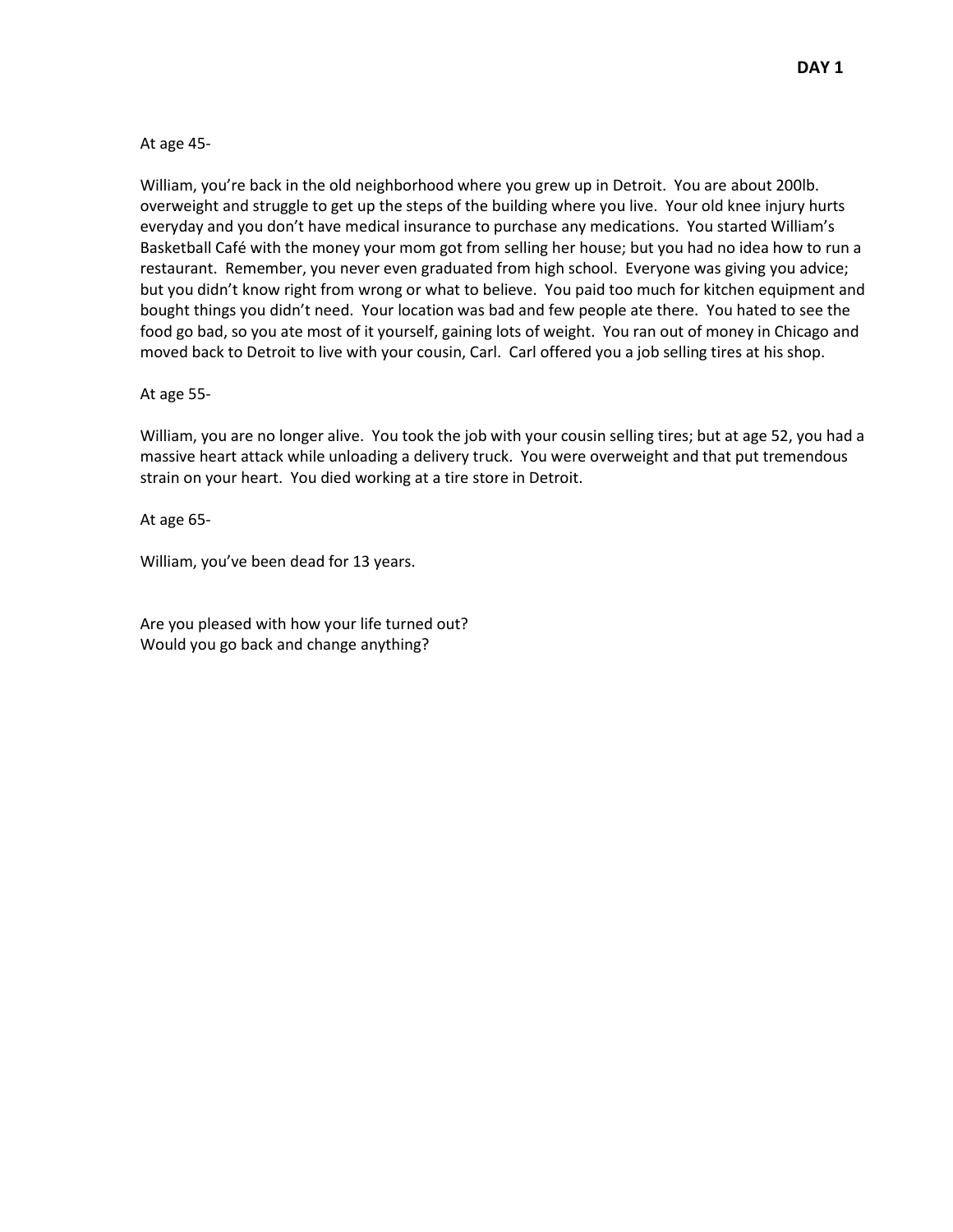**DAY 1**

At age 45-

William, you're back in the old neighborhood where you grew up in Detroit. You are about 200lb. overweight and struggle to get up the steps of the building where you live. Your old knee injury hurts everyday and you don't have medical insurance to purchase any medications. You started William's Basketball Café with the money your mom got from selling her house; but you had no idea how to run a restaurant. Remember, you never even graduated from high school. Everyone was giving you advice; but you didn't know right from wrong or what to believe. You paid too much for kitchen equipment and bought things you didn't need. Your location was bad and few people ate there. You hated to see the food go bad, so you ate most of it yourself, gaining lots of weight. You ran out of money in Chicago and moved back to Detroit to live with your cousin, Carl. Carl offered you a job selling tires at his shop.

At age 55-

William, you are no longer alive. You took the job with your cousin selling tires; but at age 52, you had a massive heart attack while unloading a delivery truck. You were overweight and that put tremendous strain on your heart. You died working at a tire store in Detroit.

At age 65-

William, you've been dead for 13 years.

Are you pleased with how your life turned out?
Would you go back and change anything?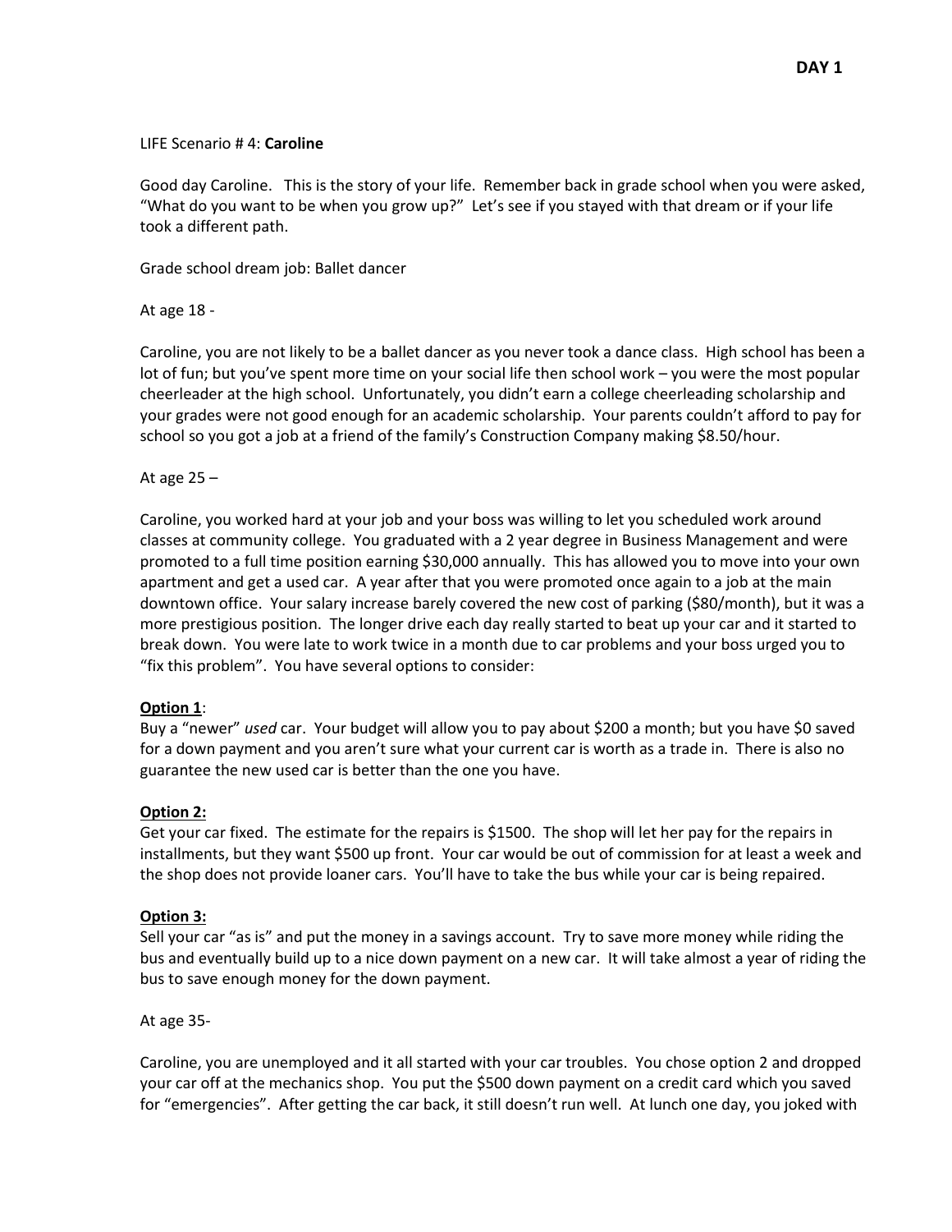**DAY 1**

LIFE Scenario # 4: **Caroline**

Good day Caroline. This is the story of your life. Remember back in grade school when you were asked, "What do you want to be when you grow up?" Let's see if you stayed with that dream or if your life took a different path.

Grade school dream job: Ballet dancer

At age 18 -

Caroline, you are not likely to be a ballet dancer as you never took a dance class. High school has been a lot of fun; but you've spent more time on your social life then school work – you were the most popular cheerleader at the high school. Unfortunately, you didn't earn a college cheerleading scholarship and your grades were not good enough for an academic scholarship. Your parents couldn't afford to pay for school so you got a job at a friend of the family's Construction Company making $8.50/hour.

At age 25 –

Caroline, you worked hard at your job and your boss was willing to let you scheduled work around classes at community college. You graduated with a 2 year degree in Business Management and were promoted to a full time position earning $30,000 annually. This has allowed you to move into your own apartment and get a used car. A year after that you were promoted once again to a job at the main downtown office. Your salary increase barely covered the new cost of parking ($80/month), but it was a more prestigious position. The longer drive each day really started to beat up your car and it started to break down. You were late to work twice in a month due to car problems and your boss urged you to "fix this problem". You have several options to consider:

**Option 1**:
Buy a "newer" *used* car. Your budget will allow you to pay about $200 a month; but you have $0 saved for a down payment and you aren't sure what your current car is worth as a trade in. There is also no guarantee the new used car is better than the one you have.

**Option 2:**
Get your car fixed. The estimate for the repairs is $1500. The shop will let her pay for the repairs in installments, but they want $500 up front. Your car would be out of commission for at least a week and the shop does not provide loaner cars. You'll have to take the bus while your car is being repaired.

**Option 3:**
Sell your car "as is" and put the money in a savings account. Try to save more money while riding the bus and eventually build up to a nice down payment on a new car. It will take almost a year of riding the bus to save enough money for the down payment.

At age 35-

Caroline, you are unemployed and it all started with your car troubles. You chose option 2 and dropped your car off at the mechanics shop. You put the $500 down payment on a credit card which you saved for "emergencies". After getting the car back, it still doesn't run well. At lunch one day, you joked with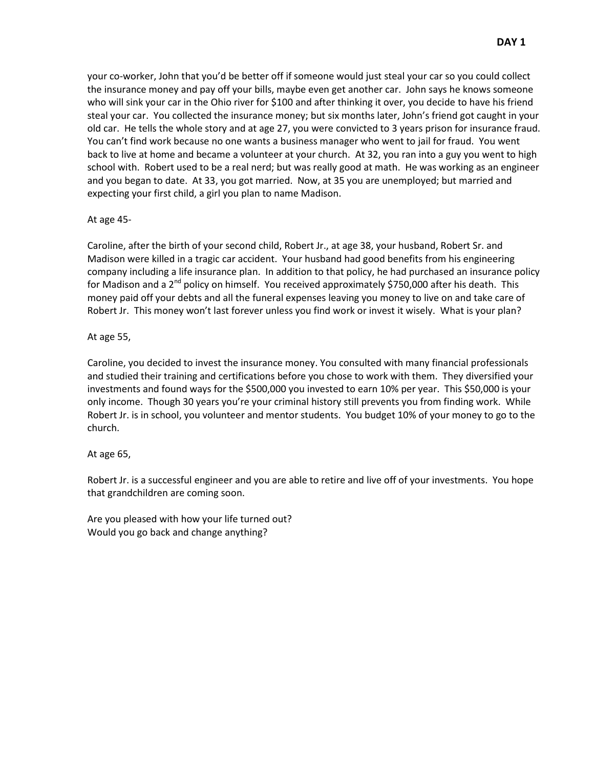your co-worker, John that you'd be better off if someone would just steal your car so you could collect the insurance money and pay off your bills, maybe even get another car. John says he knows someone who will sink your car in the Ohio river for $100 and after thinking it over, you decide to have his friend steal your car. You collected the insurance money; but six months later, John's friend got caught in your old car. He tells the whole story and at age 27, you were convicted to 3 years prison for insurance fraud. You can't find work because no one wants a business manager who went to jail for fraud. You went back to live at home and became a volunteer at your church. At 32, you ran into a guy you went to high school with. Robert used to be a real nerd; but was really good at math. He was working as an engineer and you began to date. At 33, you got married. Now, at 35 you are unemployed; but married and expecting your first child, a girl you plan to name Madison.

At age 45-

Caroline, after the birth of your second child, Robert Jr., at age 38, your husband, Robert Sr. and Madison were killed in a tragic car accident. Your husband had good benefits from his engineering company including a life insurance plan. In addition to that policy, he had purchased an insurance policy for Madison and a 2nd policy on himself. You received approximately $750,000 after his death. This money paid off your debts and all the funeral expenses leaving you money to live on and take care of Robert Jr. This money won't last forever unless you find work or invest it wisely. What is your plan?

At age 55,

Caroline, you decided to invest the insurance money. You consulted with many financial professionals and studied their training and certifications before you chose to work with them. They diversified your investments and found ways for the $500,000 you invested to earn 10% per year. This $50,000 is your only income. Though 30 years you're your criminal history still prevents you from finding work. While Robert Jr. is in school, you volunteer and mentor students. You budget 10% of your money to go to the church.

At age 65,

Robert Jr. is a successful engineer and you are able to retire and live off of your investments. You hope that grandchildren are coming soon.

Are you pleased with how your life turned out?
Would you go back and change anything?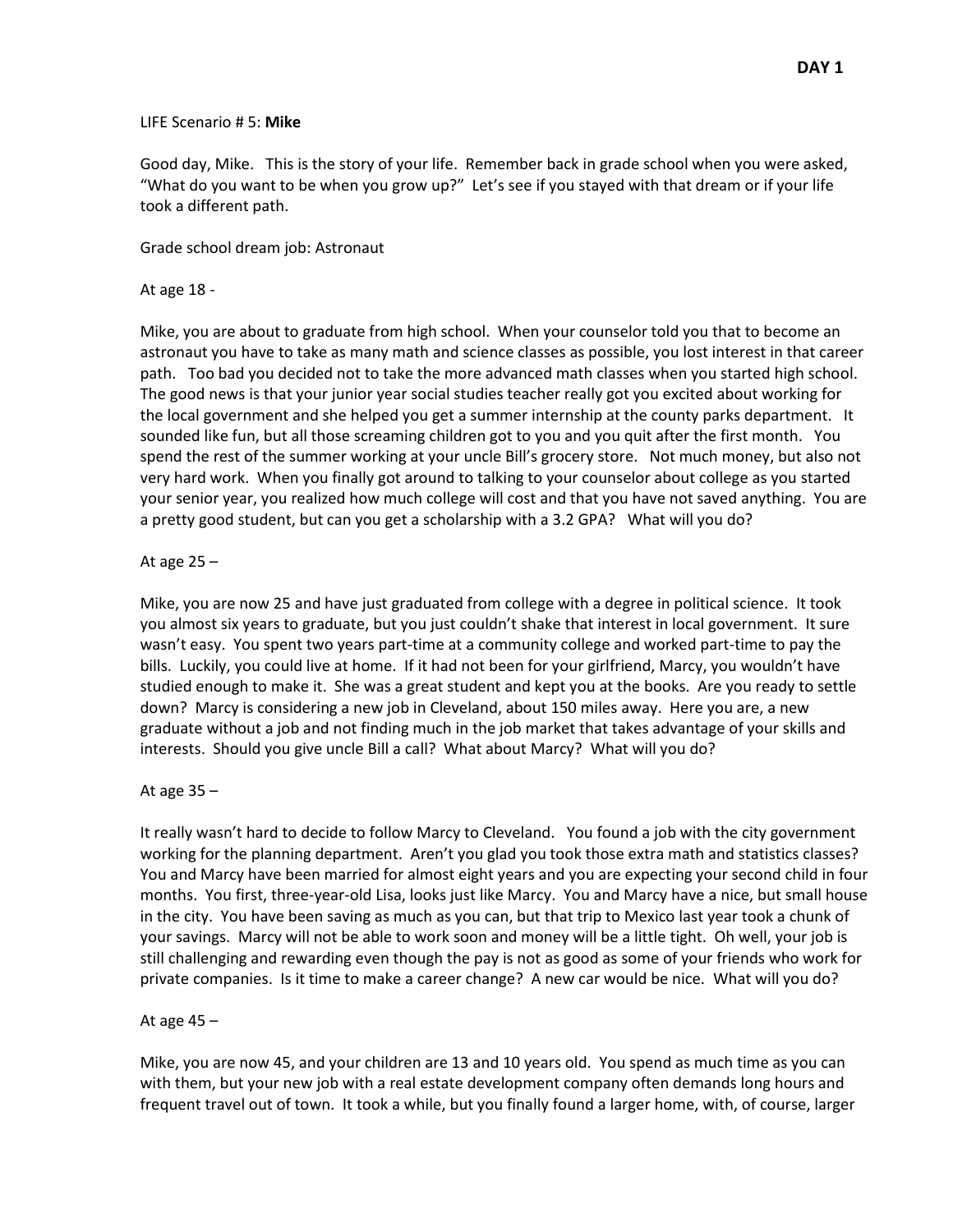**DAY 1**

LIFE Scenario # 5: **Mike**

Good day, Mike. This is the story of your life. Remember back in grade school when you were asked, "What do you want to be when you grow up?" Let's see if you stayed with that dream or if your life took a different path.

Grade school dream job: Astronaut

At age 18 -

Mike, you are about to graduate from high school. When your counselor told you that to become an astronaut you have to take as many math and science classes as possible, you lost interest in that career path. Too bad you decided not to take the more advanced math classes when you started high school. The good news is that your junior year social studies teacher really got you excited about working for the local government and she helped you get a summer internship at the county parks department. It sounded like fun, but all those screaming children got to you and you quit after the first month. You spend the rest of the summer working at your uncle Bill's grocery store. Not much money, but also not very hard work. When you finally got around to talking to your counselor about college as you started your senior year, you realized how much college will cost and that you have not saved anything. You are a pretty good student, but can you get a scholarship with a 3.2 GPA? What will you do?

At age 25 –

Mike, you are now 25 and have just graduated from college with a degree in political science. It took you almost six years to graduate, but you just couldn't shake that interest in local government. It sure wasn't easy. You spent two years part-time at a community college and worked part-time to pay the bills. Luckily, you could live at home. If it had not been for your girlfriend, Marcy, you wouldn't have studied enough to make it. She was a great student and kept you at the books. Are you ready to settle down? Marcy is considering a new job in Cleveland, about 150 miles away. Here you are, a new graduate without a job and not finding much in the job market that takes advantage of your skills and interests. Should you give uncle Bill a call? What about Marcy? What will you do?

At age 35 –

It really wasn't hard to decide to follow Marcy to Cleveland. You found a job with the city government working for the planning department. Aren't you glad you took those extra math and statistics classes? You and Marcy have been married for almost eight years and you are expecting your second child in four months. You first, three-year-old Lisa, looks just like Marcy. You and Marcy have a nice, but small house in the city. You have been saving as much as you can, but that trip to Mexico last year took a chunk of your savings. Marcy will not be able to work soon and money will be a little tight. Oh well, your job is still challenging and rewarding even though the pay is not as good as some of your friends who work for private companies. Is it time to make a career change? A new car would be nice. What will you do?

At age 45 –

Mike, you are now 45, and your children are 13 and 10 years old. You spend as much time as you can with them, but your new job with a real estate development company often demands long hours and frequent travel out of town. It took a while, but you finally found a larger home, with, of course, larger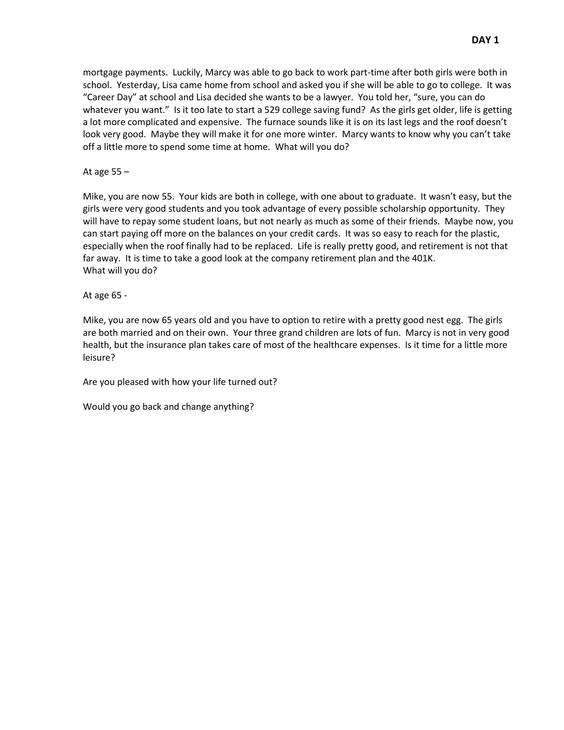mortgage payments. Luckily, Marcy was able to go back to work part-time after both girls were both in school. Yesterday, Lisa came home from school and asked you if she will be able to go to college. It was "Career Day" at school and Lisa decided she wants to be a lawyer. You told her, "sure, you can do whatever you want." Is it too late to start a 529 college saving fund? As the girls get older, life is getting a lot more complicated and expensive. The furnace sounds like it is on its last legs and the roof doesn't look very good. Maybe they will make it for one more winter. Marcy wants to know why you can't take off a little more to spend some time at home. What will you do?

At age 55 –

Mike, you are now 55. Your kids are both in college, with one about to graduate. It wasn't easy, but the girls were very good students and you took advantage of every possible scholarship opportunity. They will have to repay some student loans, but not nearly as much as some of their friends. Maybe now, you can start paying off more on the balances on your credit cards. It was so easy to reach for the plastic, especially when the roof finally had to be replaced. Life is really pretty good, and retirement is not that far away. It is time to take a good look at the company retirement plan and the 401K.
What will you do?

At age 65 -

Mike, you are now 65 years old and you have to option to retire with a pretty good nest egg. The girls are both married and on their own. Your three grand children are lots of fun. Marcy is not in very good health, but the insurance plan takes care of most of the healthcare expenses. Is it time for a little more leisure?

Are you pleased with how your life turned out?

Would you go back and change anything?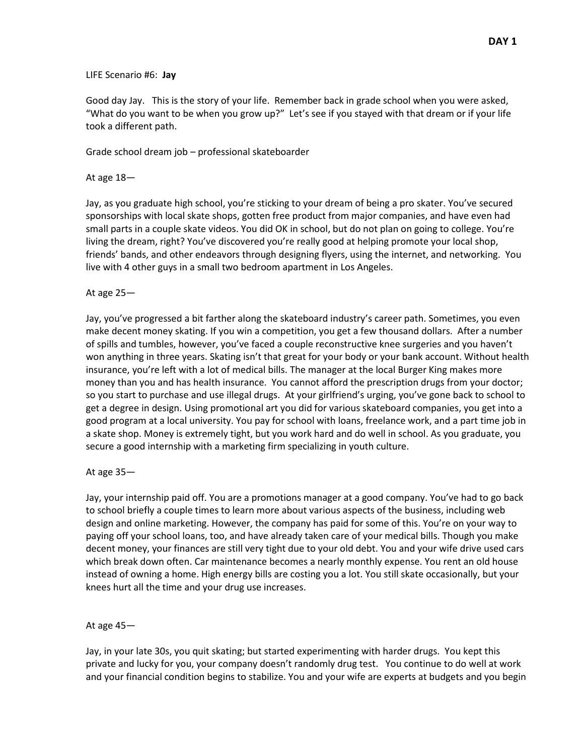**DAY 1**

LIFE Scenario #6: **Jay**

Good day Jay. This is the story of your life. Remember back in grade school when you were asked, "What do you want to be when you grow up?" Let's see if you stayed with that dream or if your life took a different path.

Grade school dream job – professional skateboarder

At age 18—

Jay, as you graduate high school, you're sticking to your dream of being a pro skater. You've secured sponsorships with local skate shops, gotten free product from major companies, and have even had small parts in a couple skate videos. You did OK in school, but do not plan on going to college. You're living the dream, right? You've discovered you're really good at helping promote your local shop, friends' bands, and other endeavors through designing flyers, using the internet, and networking. You live with 4 other guys in a small two bedroom apartment in Los Angeles.

At age 25—

Jay, you've progressed a bit farther along the skateboard industry's career path. Sometimes, you even make decent money skating. If you win a competition, you get a few thousand dollars. After a number of spills and tumbles, however, you've faced a couple reconstructive knee surgeries and you haven't won anything in three years. Skating isn't that great for your body or your bank account. Without health insurance, you're left with a lot of medical bills. The manager at the local Burger King makes more money than you and has health insurance. You cannot afford the prescription drugs from your doctor; so you start to purchase and use illegal drugs. At your girlfriend's urging, you've gone back to school to get a degree in design. Using promotional art you did for various skateboard companies, you get into a good program at a local university. You pay for school with loans, freelance work, and a part time job in a skate shop. Money is extremely tight, but you work hard and do well in school. As you graduate, you secure a good internship with a marketing firm specializing in youth culture.

At age 35—

Jay, your internship paid off. You are a promotions manager at a good company. You've had to go back to school briefly a couple times to learn more about various aspects of the business, including web design and online marketing. However, the company has paid for some of this. You're on your way to paying off your school loans, too, and have already taken care of your medical bills. Though you make decent money, your finances are still very tight due to your old debt. You and your wife drive used cars which break down often. Car maintenance becomes a nearly monthly expense. You rent an old house instead of owning a home. High energy bills are costing you a lot. You still skate occasionally, but your knees hurt all the time and your drug use increases.

At age 45—

Jay, in your late 30s, you quit skating; but started experimenting with harder drugs. You kept this private and lucky for you, your company doesn't randomly drug test. You continue to do well at work and your financial condition begins to stabilize. You and your wife are experts at budgets and you begin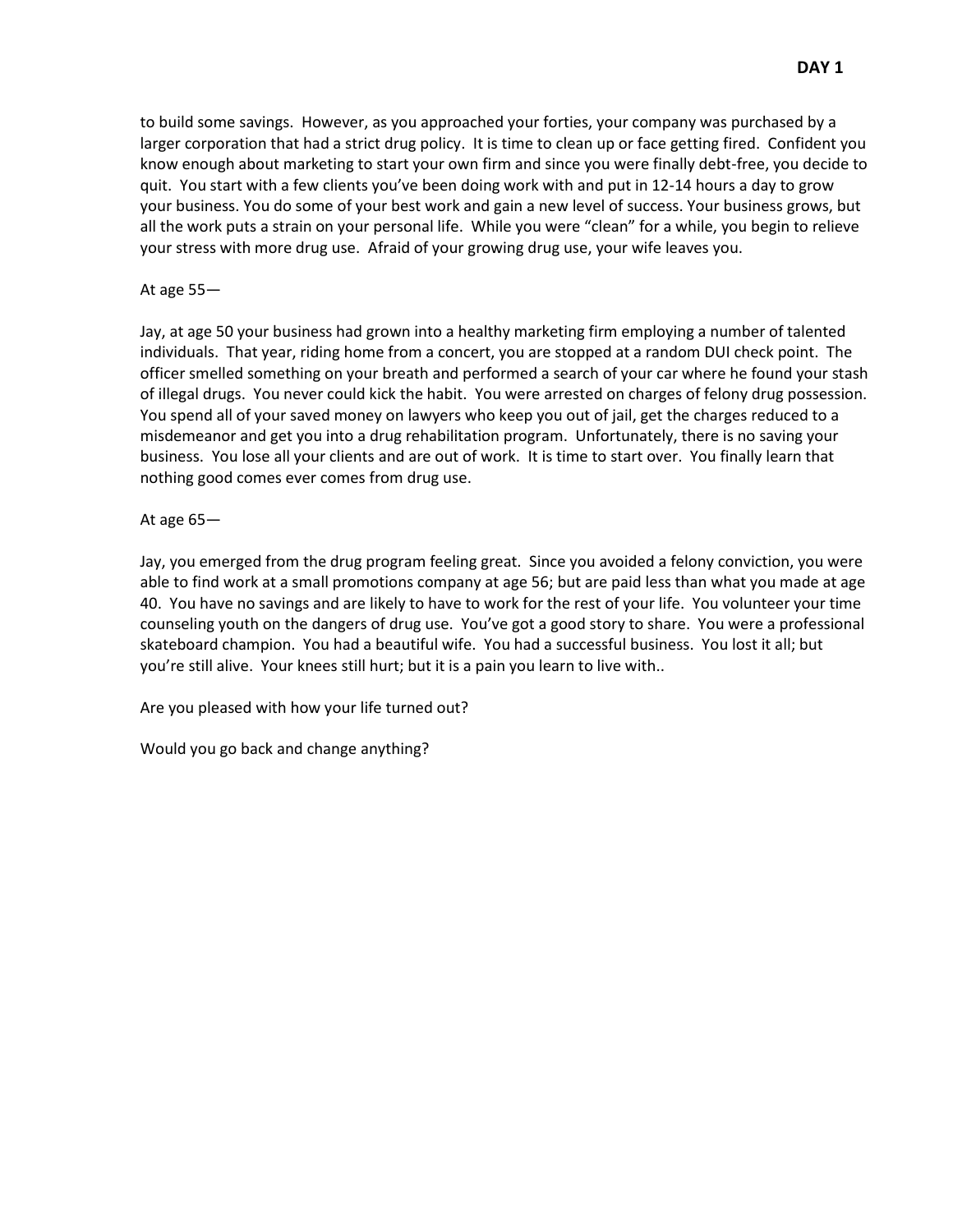to build some savings. However, as you approached your forties, your company was purchased by a larger corporation that had a strict drug policy. It is time to clean up or face getting fired. Confident you know enough about marketing to start your own firm and since you were finally debt-free, you decide to quit. You start with a few clients you've been doing work with and put in 12-14 hours a day to grow your business. You do some of your best work and gain a new level of success. Your business grows, but all the work puts a strain on your personal life. While you were "clean" for a while, you begin to relieve your stress with more drug use. Afraid of your growing drug use, your wife leaves you.

At age 55—

Jay, at age 50 your business had grown into a healthy marketing firm employing a number of talented individuals. That year, riding home from a concert, you are stopped at a random DUI check point. The officer smelled something on your breath and performed a search of your car where he found your stash of illegal drugs. You never could kick the habit. You were arrested on charges of felony drug possession. You spend all of your saved money on lawyers who keep you out of jail, get the charges reduced to a misdemeanor and get you into a drug rehabilitation program. Unfortunately, there is no saving your business. You lose all your clients and are out of work. It is time to start over. You finally learn that nothing good comes ever comes from drug use.

At age 65—

Jay, you emerged from the drug program feeling great. Since you avoided a felony conviction, you were able to find work at a small promotions company at age 56; but are paid less than what you made at age 40. You have no savings and are likely to have to work for the rest of your life. You volunteer your time counseling youth on the dangers of drug use. You've got a good story to share. You were a professional skateboard champion. You had a beautiful wife. You had a successful business. You lost it all; but you're still alive. Your knees still hurt; but it is a pain you learn to live with..

Are you pleased with how your life turned out?

Would you go back and change anything?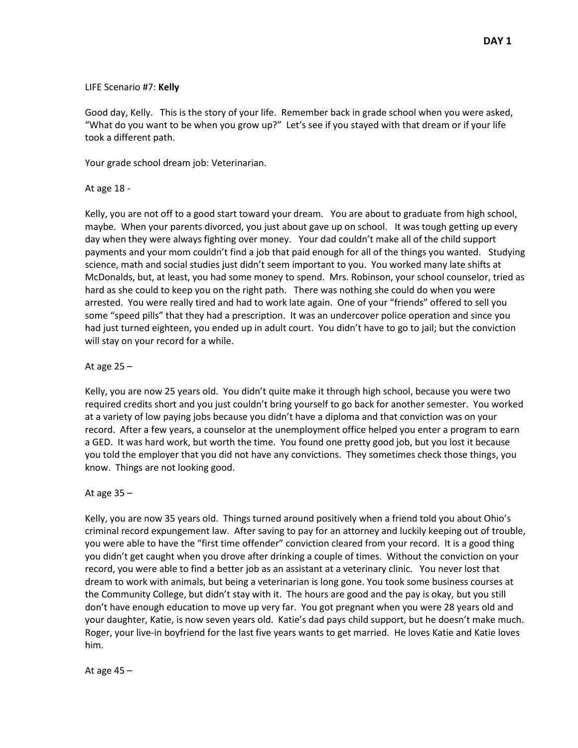**DAY 1**

LIFE Scenario #7: **Kelly**

Good day, Kelly. This is the story of your life. Remember back in grade school when you were asked, "What do you want to be when you grow up?" Let's see if you stayed with that dream or if your life took a different path.

Your grade school dream job: Veterinarian.

At age 18 -

Kelly, you are not off to a good start toward your dream. You are about to graduate from high school, maybe. When your parents divorced, you just about gave up on school. It was tough getting up every day when they were always fighting over money. Your dad couldn't make all of the child support payments and your mom couldn't find a job that paid enough for all of the things you wanted. Studying science, math and social studies just didn't seem important to you. You worked many late shifts at McDonalds, but, at least, you had some money to spend. Mrs. Robinson, your school counselor, tried as hard as she could to keep you on the right path. There was nothing she could do when you were arrested. You were really tired and had to work late again. One of your "friends" offered to sell you some "speed pills" that they had a prescription. It was an undercover police operation and since you had just turned eighteen, you ended up in adult court. You didn't have to go to jail; but the conviction will stay on your record for a while.

At age 25 –

Kelly, you are now 25 years old. You didn't quite make it through high school, because you were two required credits short and you just couldn't bring yourself to go back for another semester. You worked at a variety of low paying jobs because you didn't have a diploma and that conviction was on your record. After a few years, a counselor at the unemployment office helped you enter a program to earn a GED. It was hard work, but worth the time. You found one pretty good job, but you lost it because you told the employer that you did not have any convictions. They sometimes check those things, you know. Things are not looking good.

At age 35 –

Kelly, you are now 35 years old. Things turned around positively when a friend told you about Ohio's criminal record expungement law. After saving to pay for an attorney and luckily keeping out of trouble, you were able to have the "first time offender" conviction cleared from your record. It is a good thing you didn't get caught when you drove after drinking a couple of times. Without the conviction on your record, you were able to find a better job as an assistant at a veterinary clinic. You never lost that dream to work with animals, but being a veterinarian is long gone. You took some business courses at the Community College, but didn't stay with it. The hours are good and the pay is okay, but you still don't have enough education to move up very far. You got pregnant when you were 28 years old and your daughter, Katie, is now seven years old. Katie's dad pays child support, but he doesn't make much. Roger, your live-in boyfriend for the last five years wants to get married. He loves Katie and Katie loves him.

At age 45 –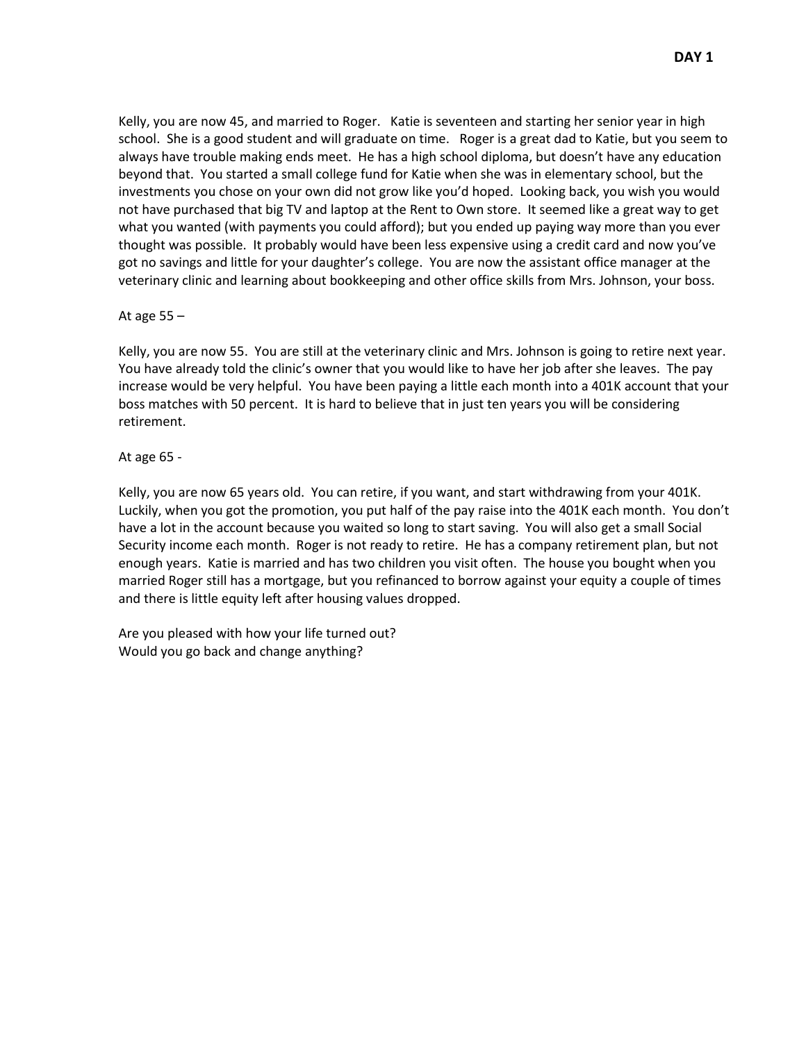**DAY 1**

Kelly, you are now 45, and married to Roger. Katie is seventeen and starting her senior year in high school. She is a good student and will graduate on time. Roger is a great dad to Katie, but you seem to always have trouble making ends meet. He has a high school diploma, but doesn't have any education beyond that. You started a small college fund for Katie when she was in elementary school, but the investments you chose on your own did not grow like you'd hoped. Looking back, you wish you would not have purchased that big TV and laptop at the Rent to Own store. It seemed like a great way to get what you wanted (with payments you could afford); but you ended up paying way more than you ever thought was possible. It probably would have been less expensive using a credit card and now you've got no savings and little for your daughter's college. You are now the assistant office manager at the veterinary clinic and learning about bookkeeping and other office skills from Mrs. Johnson, your boss.

At age 55 –

Kelly, you are now 55. You are still at the veterinary clinic and Mrs. Johnson is going to retire next year. You have already told the clinic's owner that you would like to have her job after she leaves. The pay increase would be very helpful. You have been paying a little each month into a 401K account that your boss matches with 50 percent. It is hard to believe that in just ten years you will be considering retirement.

At age 65 -

Kelly, you are now 65 years old. You can retire, if you want, and start withdrawing from your 401K. Luckily, when you got the promotion, you put half of the pay raise into the 401K each month. You don't have a lot in the account because you waited so long to start saving. You will also get a small Social Security income each month. Roger is not ready to retire. He has a company retirement plan, but not enough years. Katie is married and has two children you visit often. The house you bought when you married Roger still has a mortgage, but you refinanced to borrow against your equity a couple of times and there is little equity left after housing values dropped.

Are you pleased with how your life turned out?
Would you go back and change anything?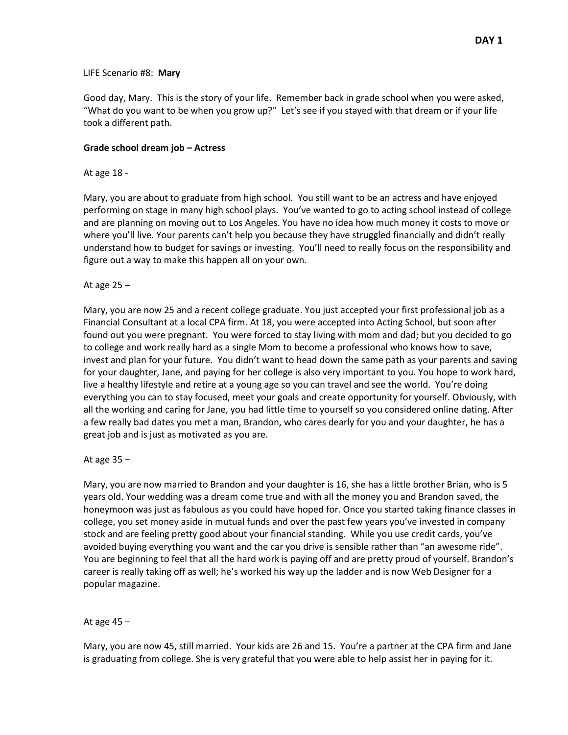**DAY 1**

LIFE Scenario #8: **Mary**

Good day, Mary. This is the story of your life. Remember back in grade school when you were asked, "What do you want to be when you grow up?" Let's see if you stayed with that dream or if your life took a different path.

**Grade school dream job – Actress**

At age 18 -

Mary, you are about to graduate from high school. You still want to be an actress and have enjoyed performing on stage in many high school plays. You've wanted to go to acting school instead of college and are planning on moving out to Los Angeles. You have no idea how much money it costs to move or where you'll live. Your parents can't help you because they have struggled financially and didn't really understand how to budget for savings or investing. You'll need to really focus on the responsibility and figure out a way to make this happen all on your own.

At age 25 –

Mary, you are now 25 and a recent college graduate. You just accepted your first professional job as a Financial Consultant at a local CPA firm. At 18, you were accepted into Acting School, but soon after found out you were pregnant. You were forced to stay living with mom and dad; but you decided to go to college and work really hard as a single Mom to become a professional who knows how to save, invest and plan for your future. You didn't want to head down the same path as your parents and saving for your daughter, Jane, and paying for her college is also very important to you. You hope to work hard, live a healthy lifestyle and retire at a young age so you can travel and see the world. You're doing everything you can to stay focused, meet your goals and create opportunity for yourself. Obviously, with all the working and caring for Jane, you had little time to yourself so you considered online dating. After a few really bad dates you met a man, Brandon, who cares dearly for you and your daughter, he has a great job and is just as motivated as you are.

At age 35 –

Mary, you are now married to Brandon and your daughter is 16, she has a little brother Brian, who is 5 years old. Your wedding was a dream come true and with all the money you and Brandon saved, the honeymoon was just as fabulous as you could have hoped for. Once you started taking finance classes in college, you set money aside in mutual funds and over the past few years you've invested in company stock and are feeling pretty good about your financial standing. While you use credit cards, you've avoided buying everything you want and the car you drive is sensible rather than "an awesome ride". You are beginning to feel that all the hard work is paying off and are pretty proud of yourself. Brandon's career is really taking off as well; he's worked his way up the ladder and is now Web Designer for a popular magazine.

At age 45 –

Mary, you are now 45, still married. Your kids are 26 and 15. You're a partner at the CPA firm and Jane is graduating from college. She is very grateful that you were able to help assist her in paying for it.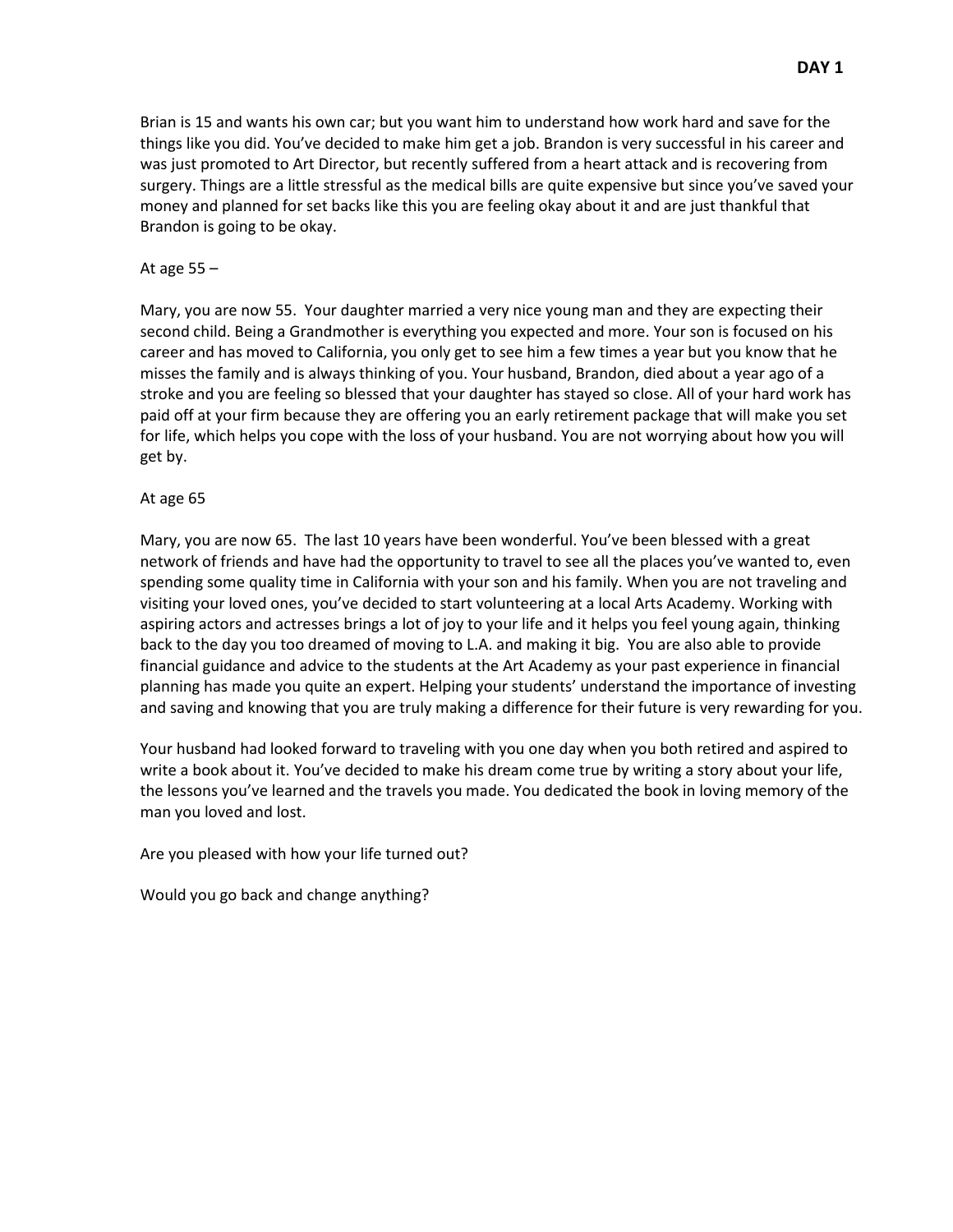**DAY 1**

Brian is 15 and wants his own car; but you want him to understand how work hard and save for the things like you did. You've decided to make him get a job. Brandon is very successful in his career and was just promoted to Art Director, but recently suffered from a heart attack and is recovering from surgery. Things are a little stressful as the medical bills are quite expensive but since you've saved your money and planned for set backs like this you are feeling okay about it and are just thankful that Brandon is going to be okay.

At age 55 –

Mary, you are now 55. Your daughter married a very nice young man and they are expecting their second child. Being a Grandmother is everything you expected and more. Your son is focused on his career and has moved to California, you only get to see him a few times a year but you know that he misses the family and is always thinking of you. Your husband, Brandon, died about a year ago of a stroke and you are feeling so blessed that your daughter has stayed so close. All of your hard work has paid off at your firm because they are offering you an early retirement package that will make you set for life, which helps you cope with the loss of your husband. You are not worrying about how you will get by.

At age 65

Mary, you are now 65. The last 10 years have been wonderful. You've been blessed with a great network of friends and have had the opportunity to travel to see all the places you've wanted to, even spending some quality time in California with your son and his family. When you are not traveling and visiting your loved ones, you've decided to start volunteering at a local Arts Academy. Working with aspiring actors and actresses brings a lot of joy to your life and it helps you feel young again, thinking back to the day you too dreamed of moving to L.A. and making it big. You are also able to provide financial guidance and advice to the students at the Art Academy as your past experience in financial planning has made you quite an expert. Helping your students' understand the importance of investing and saving and knowing that you are truly making a difference for their future is very rewarding for you.

Your husband had looked forward to traveling with you one day when you both retired and aspired to write a book about it. You've decided to make his dream come true by writing a story about your life, the lessons you've learned and the travels you made. You dedicated the book in loving memory of the man you loved and lost.

Are you pleased with how your life turned out?

Would you go back and change anything?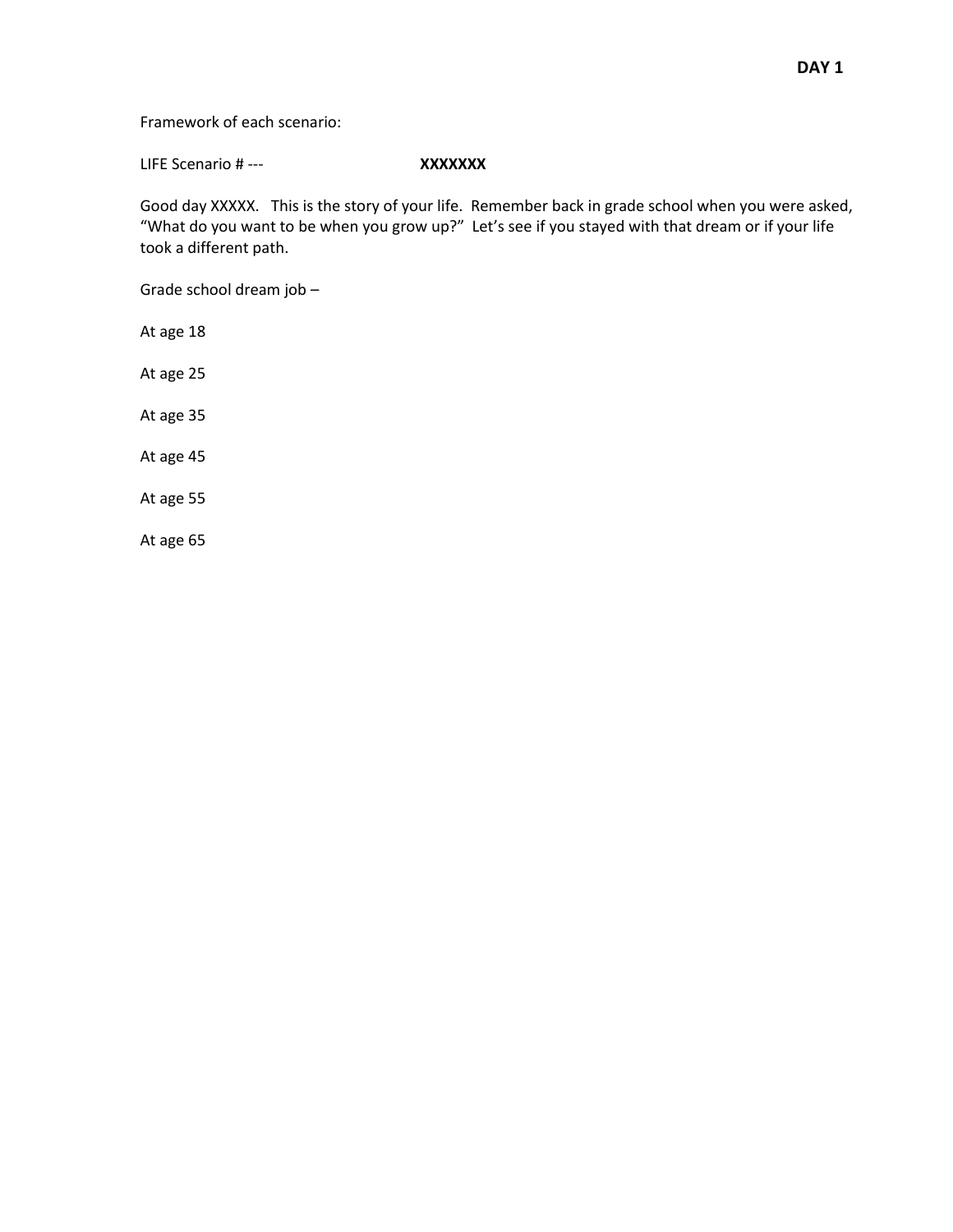**DAY 1**

Framework of each scenario:

LIFE Scenario # --- **XXXXXXX**

Good day XXXXX. This is the story of your life. Remember back in grade school when you were asked, "What do you want to be when you grow up?" Let's see if you stayed with that dream or if your life took a different path.

Grade school dream job –

At age 18

At age 25

At age 35

At age 45

At age 55

At age 65